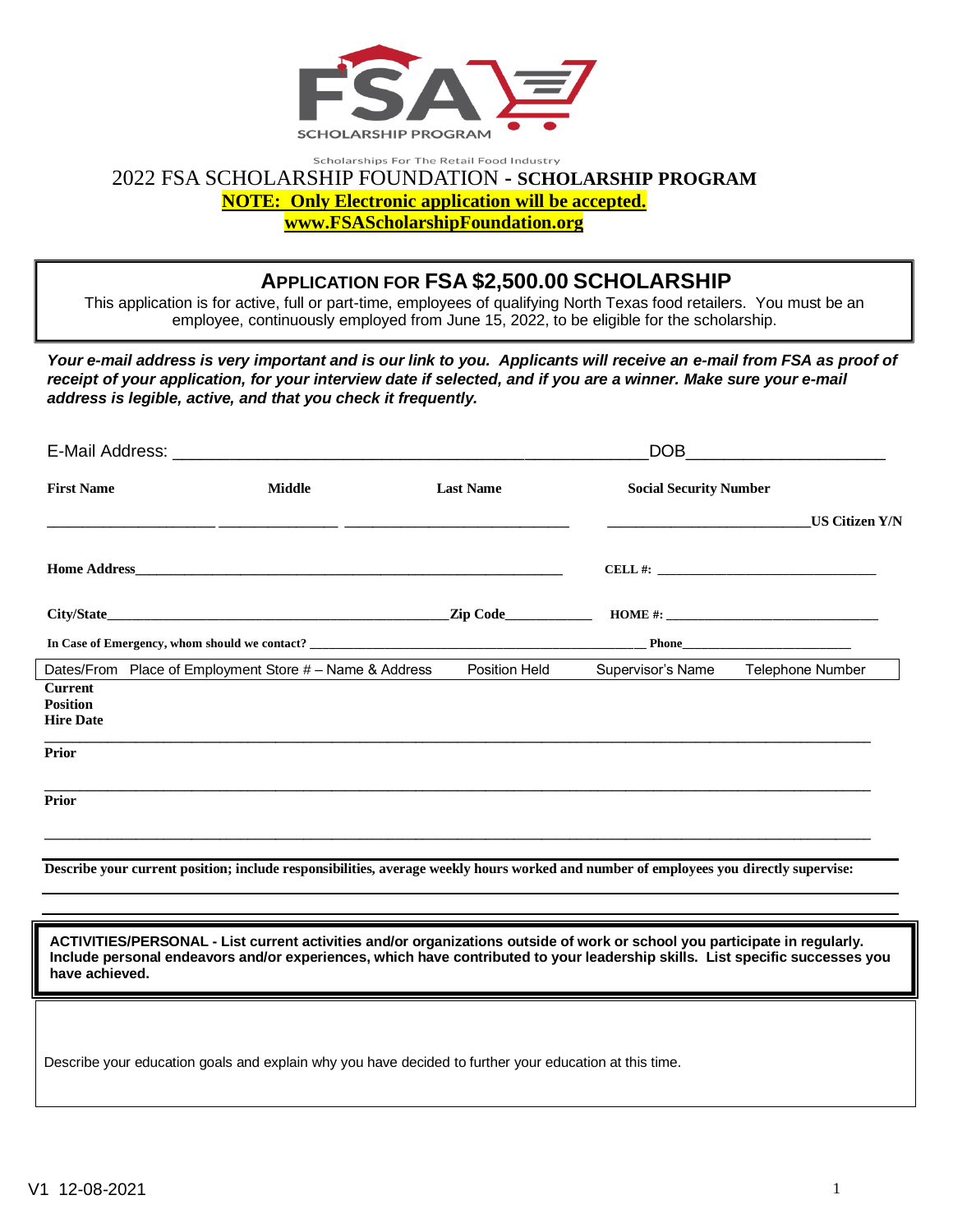FSA SCHOLARSHIP PROGRAM

Scholarships For The Retail Food Industry

# 2022 FSA SCHOLARSHIP FOUNDATION - SCHOLARSHIP PROGRAM

**NOTE: Only Electronic application will be accepted.**

**www.FSAScholarshipFoundation.org**

## APPLICATION FOR FSA $2,500.00 SCHOLARSHIP

This application is for active, full or part-time, employees of qualifying North Texas food retailers. You must be an employee, continuously employed from June 15, 2022, to be eligible for the scholarship.

***Your e-mail address is very important and is our link to you. Applicants will receive an e-mail from FSA as proof of receipt of your application, for your interview date if selected, and if you are a winner. Make sure your e-mail address is legible, active, and that you check it frequently.***

E-Mail Address: ______________________________ DOB____________________

**First Name** ______________ **Middle** ______________ **Last Name** ______________ **Social Security Number** ______________ **US Citizen Y/N**

**Home Address**______________________________ **CELL #:** ______________________

**City/State**______________________ **Zip Code**____________ **HOME #:** ______________________

**In Case of Emergency, whom should we contact?** ______________________ **Phone**______________________

| Dates/From | Place of Employment Store # – Name & Address | Position Held | Supervisor's Name | Telephone Number |
|---|---|---|---|---|
| **Current Position Hire Date** | | | | |
| **Prior** | | | | |
| **Prior** | | | | |

**Describe your current position; include responsibilities, average weekly hours worked and number of employees you directly supervise:**

**ACTIVITIES/PERSONAL - List current activities and/or organizations outside of work or school you participate in regularly. Include personal endeavors and/or experiences, which have contributed to your leadership skills. List specific successes you have achieved.**

Describe your education goals and explain why you have decided to further your education at this time.

V1 12-08-2021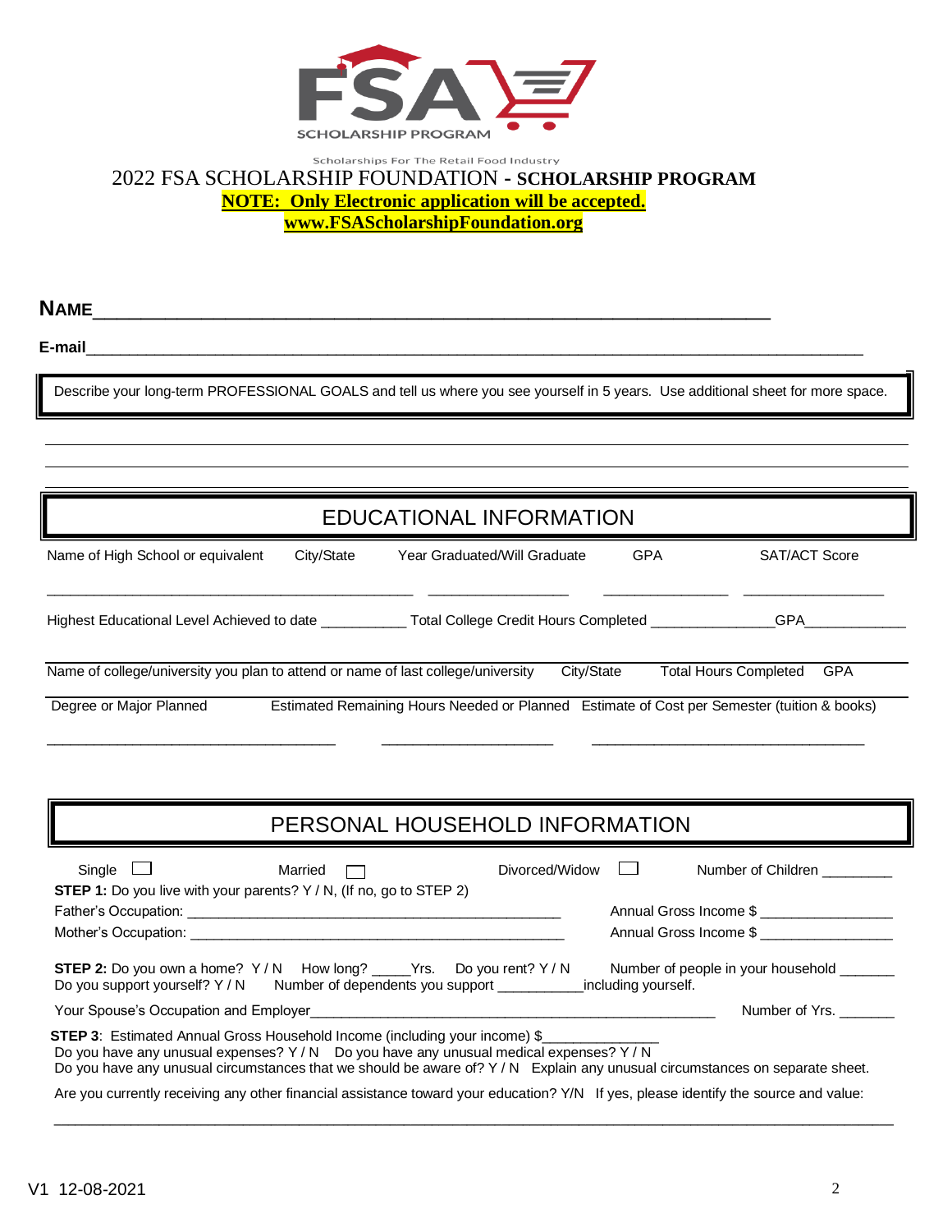FSA SCHOLARSHIP PROGRAM

Scholarships For The Retail Food Industry

# 2022 FSA SCHOLARSHIP FOUNDATION - SCHOLARSHIP PROGRAM

**NOTE: Only Electronic application will be accepted.**

**www.FSAScholarshipFoundation.org**

**NAME**\_\_\_\_\_\_\_\_\_\_\_\_\_\_\_\_\_\_\_\_\_\_\_\_\_\_\_\_\_\_\_\_\_\_\_\_\_\_\_\_\_\_\_\_\_\_\_\_\_\_\_\_\_\_\_\_\_\_\_\_\_\_

**E-mail**\_\_\_\_\_\_\_\_\_\_\_\_\_\_\_\_\_\_\_\_\_\_\_\_\_\_\_\_\_\_\_\_\_\_\_\_\_\_\_\_\_\_\_\_\_\_\_\_\_\_\_\_\_\_\_\_\_\_\_\_\_\_\_\_\_\_\_\_\_\_\_\_\_

Describe your long-term PROFESSIONAL GOALS and tell us where you see yourself in 5 years. Use additional sheet for more space.

\_\_\_\_\_\_\_\_\_\_\_\_\_\_\_\_\_\_\_\_\_\_\_\_\_\_\_\_\_\_\_\_\_\_\_\_\_\_\_\_\_\_\_\_\_\_\_\_\_\_\_\_\_\_\_\_\_\_\_\_\_\_\_\_\_\_\_\_\_\_\_\_\_\_\_\_\_\_

\_\_\_\_\_\_\_\_\_\_\_\_\_\_\_\_\_\_\_\_\_\_\_\_\_\_\_\_\_\_\_\_\_\_\_\_\_\_\_\_\_\_\_\_\_\_\_\_\_\_\_\_\_\_\_\_\_\_\_\_\_\_\_\_\_\_\_\_\_\_\_\_\_\_\_\_\_\_

## EDUCATIONAL INFORMATION

| Name of High School or equivalent | City/State | Year Graduated/Will Graduate | GPA | SAT/ACT Score |
|---|---|---|---|---|
| | | | | |

Highest Educational Level Achieved to date \_\_\_\_\_\_\_\_\_\_ Total College Credit Hours Completed \_\_\_\_\_\_\_\_\_\_\_\_\_\_\_GPA\_\_\_\_\_\_\_\_\_\_\_\_

| Name of college/university you plan to attend or name of last college/university | City/State | Total Hours Completed | GPA |
|---|---|---|---|
| | | | |

| Degree or Major Planned | Estimated Remaining Hours Needed or Planned | Estimate of Cost per Semester (tuition & books) |
|---|---|---|
| | | |

## PERSONAL HOUSEHOLD INFORMATION

Single ☐ Married ☐ Divorced/Widow ☐ Number of Children \_\_\_\_\_\_\_\_

**STEP 1:** Do you live with your parents? Y / N, (If no, go to STEP 2)

Father's Occupation: \_\_\_\_\_\_\_\_\_\_\_\_\_\_\_\_\_\_\_\_\_\_\_\_\_\_\_\_\_\_\_\_\_\_\_\_\_\_\_\_\_\_\_\_\_ Annual Gross Income $ \_\_\_\_\_\_\_\_\_\_\_\_\_\_\_\_

Mother's Occupation: \_\_\_\_\_\_\_\_\_\_\_\_\_\_\_\_\_\_\_\_\_\_\_\_\_\_\_\_\_\_\_\_\_\_\_\_\_\_\_\_\_\_\_\_\_ Annual Gross Income $ \_\_\_\_\_\_\_\_\_\_\_\_\_\_\_\_

**STEP 2:** Do you own a home? Y / N How long? \_\_\_\_\_Yrs. Do you rent? Y / N Number of people in your household \_\_\_\_\_\_\_

Do you support yourself? Y / N Number of dependents you support \_\_\_\_\_\_\_\_\_\_\_including yourself.

Your Spouse's Occupation and Employer\_\_\_\_\_\_\_\_\_\_\_\_\_\_\_\_\_\_\_\_\_\_\_\_\_\_\_\_\_\_\_\_\_\_\_\_\_\_\_\_\_\_\_\_\_\_\_\_\_ Number of Yrs. \_\_\_\_\_\_\_

**STEP 3**: Estimated Annual Gross Household Income (including your income) $\_\_\_\_\_\_\_\_\_\_\_\_\_\_

Do you have any unusual expenses? Y / N Do you have any unusual medical expenses? Y / N

Do you have any unusual circumstances that we should be aware of? Y / N Explain any unusual circumstances on separate sheet.

Are you currently receiving any other financial assistance toward your education? Y/N If yes, please identify the source and value:

\_\_\_\_\_\_\_\_\_\_\_\_\_\_\_\_\_\_\_\_\_\_\_\_\_\_\_\_\_\_\_\_\_\_\_\_\_\_\_\_\_\_\_\_\_\_\_\_\_\_\_\_\_\_\_\_\_\_\_\_\_\_\_\_\_\_\_\_\_\_\_\_\_\_\_\_\_\_

V1 12-08-2021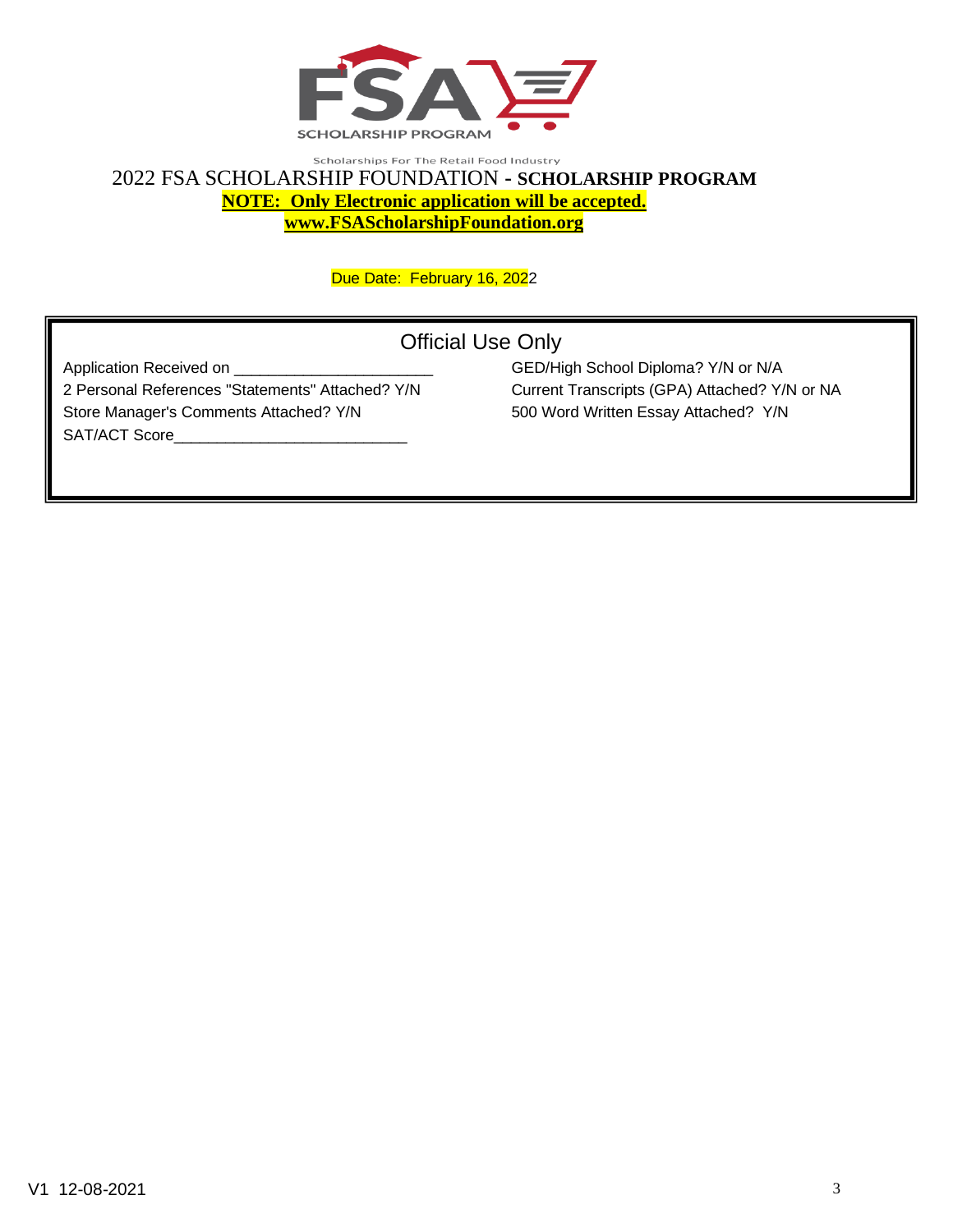FSA SCHOLARSHIP PROGRAM

Scholarships For The Retail Food Industry

# 2022 FSA SCHOLARSHIP FOUNDATION - SCHOLARSHIP PROGRAM

**NOTE: Only Electronic application will be accepted.**

**www.FSAScholarshipFoundation.org**

Due Date: February 16, 2022

## Official Use Only

Application Received on _______________________

2 Personal References "Statements" Attached? Y/N

Store Manager's Comments Attached? Y/N

SAT/ACT Score___________________________

GED/High School Diploma? Y/N or N/A

Current Transcripts (GPA) Attached? Y/N or NA

500 Word Written Essay Attached? Y/N

V1 12-08-2021